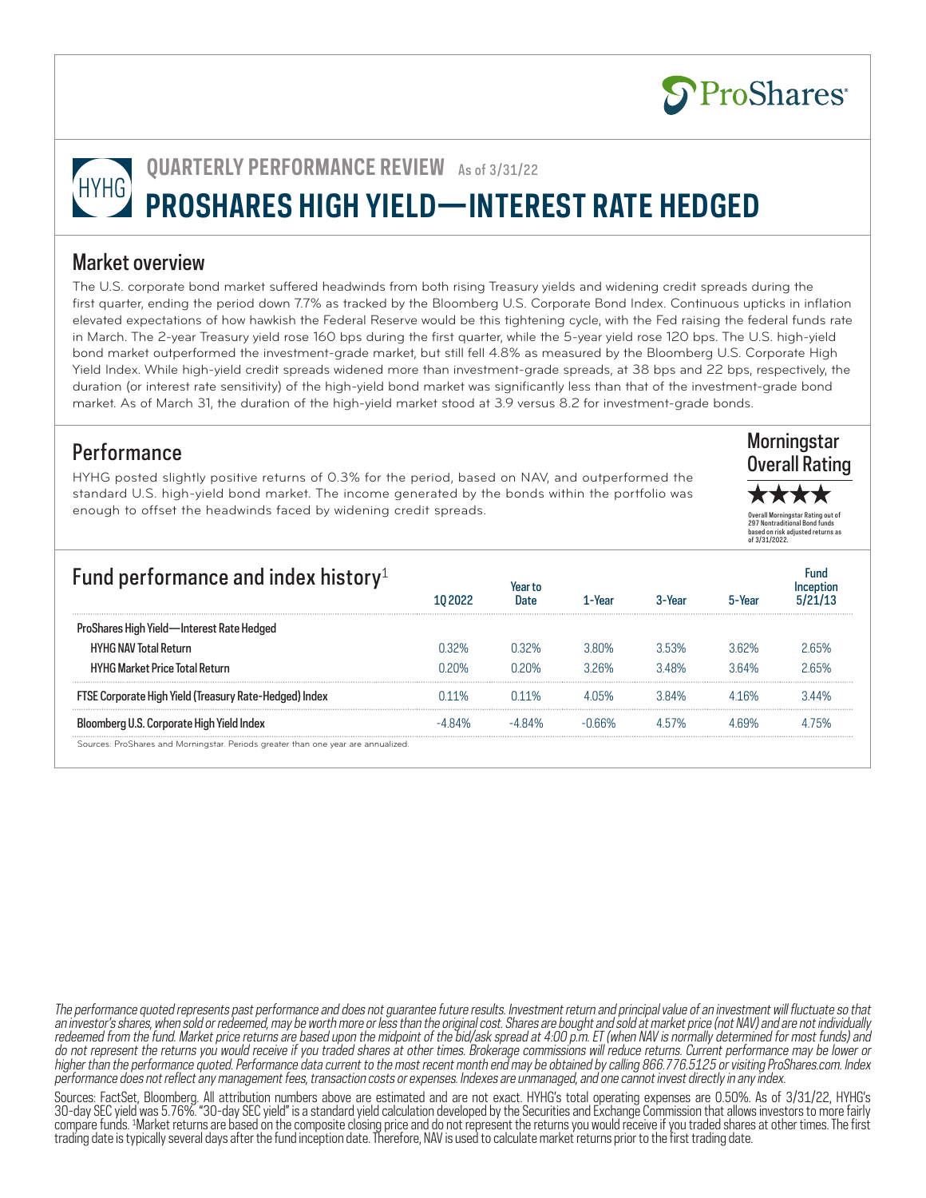ProShares

# QUARTERLY PERFORMANCE REVIEW As of 3/31/22

# HYHG PROSHARES HIGH YIELD—INTEREST RATE HEDGED

## Market overview

The U.S. corporate bond market suffered headwinds from both rising Treasury yields and widening credit spreads during the first quarter, ending the period down 7.7% as tracked by the Bloomberg U.S. Corporate Bond Index. Continuous upticks in inflation elevated expectations of how hawkish the Federal Reserve would be this tightening cycle, with the Fed raising the federal funds rate in March. The 2-year Treasury yield rose 160 bps during the first quarter, while the 5-year yield rose 120 bps. The U.S. high-yield bond market outperformed the investment-grade market, but still fell 4.8% as measured by the Bloomberg U.S. Corporate High Yield Index. While high-yield credit spreads widened more than investment-grade spreads, at 38 bps and 22 bps, respectively, the duration (or interest rate sensitivity) of the high-yield bond market was significantly less than that of the investment-grade bond market. As of March 31, the duration of the high-yield market stood at 3.9 versus 8.2 for investment-grade bonds.

## Performance

HYHG posted slightly positive returns of 0.3% for the period, based on NAV, and outperformed the standard U.S. high-yield bond market. The income generated by the bonds within the portfolio was enough to offset the headwinds faced by widening credit spreads.

**Morningstar Overall Rating**

★★★★

Overall Morningstar Rating out of 297 Nontraditional Bond funds based on risk adjusted returns as of 3/31/2022.

## Fund performance and index history[1]

| | 1Q 2022 | Year to Date | 1-Year | 3-Year | 5-Year | Fund Inception 5/21/13 |
|---|---|---|---|---|---|---|
| ProShares High Yield—Interest Rate Hedged | | | | | | |
| HYHG NAV Total Return | 0.32% | 0.32% | 3.80% | 3.53% | 3.62% | 2.65% |
| HYHG Market Price Total Return | 0.20% | 0.20% | 3.26% | 3.48% | 3.64% | 2.65% |
| FTSE Corporate High Yield (Treasury Rate-Hedged) Index | 0.11% | 0.11% | 4.05% | 3.84% | 4.16% | 3.44% |
| Bloomberg U.S. Corporate High Yield Index | -4.84% | -4.84% | -0.66% | 4.57% | 4.69% | 4.75% |

Sources: ProShares and Morningstar. Periods greater than one year are annualized.

*The performance quoted represents past performance and does not guarantee future results. Investment return and principal value of an investment will fluctuate so that an investor's shares, when sold or redeemed, may be worth more or less than the original cost. Shares are bought and sold at market price (not NAV) and are not individually redeemed from the fund. Market price returns are based upon the midpoint of the bid/ask spread at 4:00 p.m. ET (when NAV is normally determined for most funds) and do not represent the returns you would receive if you traded shares at other times. Brokerage commissions will reduce returns. Current performance may be lower or higher than the performance quoted. Performance data current to the most recent month end may be obtained by calling 866.776.5125 or visiting ProShares.com. Index performance does not reflect any management fees, transaction costs or expenses. Indexes are unmanaged, and one cannot invest directly in any index.*

Sources: FactSet, Bloomberg. All attribution numbers above are estimated and are not exact. HYHG's total operating expenses are 0.50%. As of 3/31/22, HYHG's 30-day SEC yield was 5.76%. "30-day SEC yield" is a standard yield calculation developed by the Securities and Exchange Commission that allows investors to more fairly compare funds. [1]Market returns are based on the composite closing price and do not represent the returns you would receive if you traded shares at other times. The first trading date is typically several days after the fund inception date. Therefore, NAV is used to calculate market returns prior to the first trading date.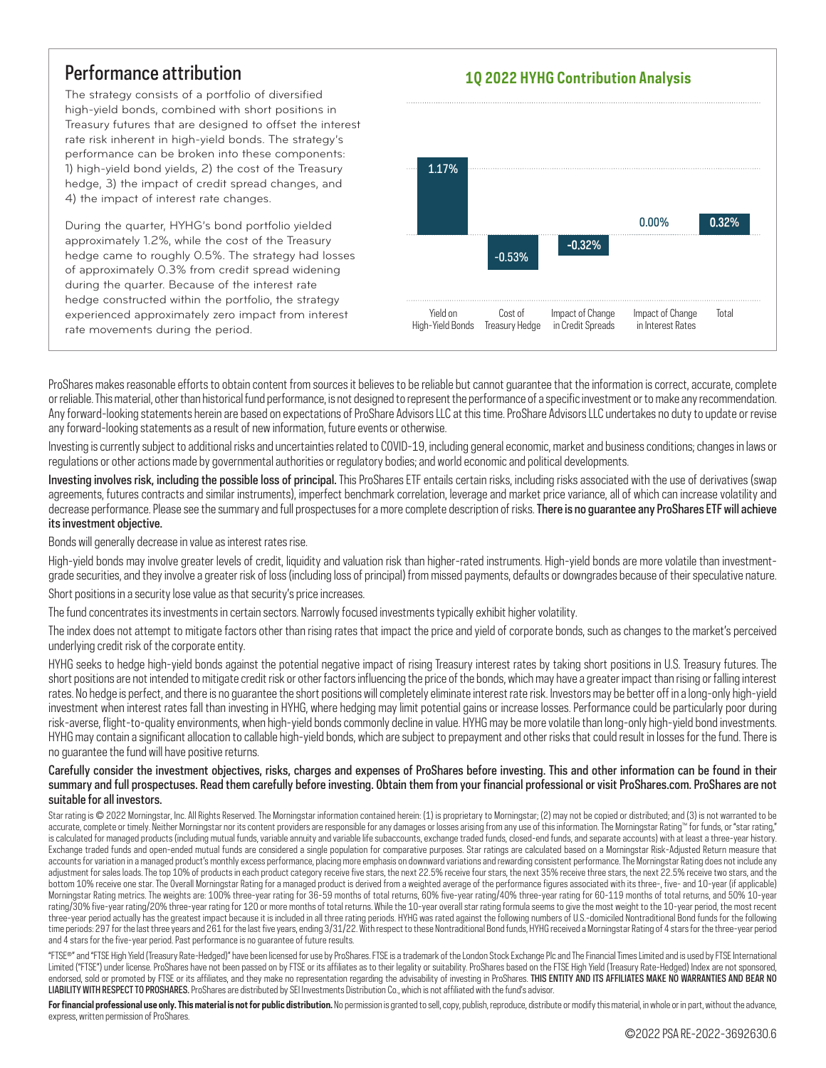## Performance attribution

The strategy consists of a portfolio of diversified high-yield bonds, combined with short positions in Treasury futures that are designed to offset the interest rate risk inherent in high-yield bonds. The strategy's performance can be broken into these components: 1) high-yield bond yields, 2) the cost of the Treasury hedge, 3) the impact of credit spread changes, and 4) the impact of interest rate changes.

During the quarter, HYHG's bond portfolio yielded approximately 1.2%, while the cost of the Treasury hedge came to roughly 0.5%. The strategy had losses of approximately 0.3% from credit spread widening during the quarter. Because of the interest rate hedge constructed within the portfolio, the strategy experienced approximately zero impact from interest rate movements during the period.

### 1Q 2022 HYHG Contribution Analysis

1.17%
-0.53%
-0.32%
0.00%
0.32%

Yield on High-Yield Bonds
Cost of Treasury Hedge
Impact of Change in Credit Spreads
Impact of Change in Interest Rates
Total

ProShares makes reasonable efforts to obtain content from sources it believes to be reliable but cannot guarantee that the information is correct, accurate, complete or reliable. This material, other than historical fund performance, is not designed to represent the performance of a specific investment or to make any recommendation. Any forward-looking statements herein are based on expectations of ProShare Advisors LLC at this time. ProShare Advisors LLC undertakes no duty to update or revise any forward-looking statements as a result of new information, future events or otherwise.

Investing is currently subject to additional risks and uncertainties related to COVID-19, including general economic, market and business conditions; changes in laws or regulations or other actions made by governmental authorities or regulatory bodies; and world economic and political developments.

**Investing involves risk, including the possible loss of principal.** This ProShares ETF entails certain risks, including risks associated with the use of derivatives (swap agreements, futures contracts and similar instruments), imperfect benchmark correlation, leverage and market price variance, all of which can increase volatility and decrease performance. Please see the summary and full prospectuses for a more complete description of risks. **There is no guarantee any ProShares ETF will achieve its investment objective.**

Bonds will generally decrease in value as interest rates rise.

High-yield bonds may involve greater levels of credit, liquidity and valuation risk than higher-rated instruments. High-yield bonds are more volatile than investment-grade securities, and they involve a greater risk of loss (including loss of principal) from missed payments, defaults or downgrades because of their speculative nature.

Short positions in a security lose value as that security's price increases.

The fund concentrates its investments in certain sectors. Narrowly focused investments typically exhibit higher volatility.

The index does not attempt to mitigate factors other than rising rates that impact the price and yield of corporate bonds, such as changes to the market's perceived underlying credit risk of the corporate entity.

HYHG seeks to hedge high-yield bonds against the potential negative impact of rising Treasury interest rates by taking short positions in U.S. Treasury futures. The short positions are not intended to mitigate credit risk or other factors influencing the price of the bonds, which may have a greater impact than rising or falling interest rates. No hedge is perfect, and there is no guarantee the short positions will completely eliminate interest rate risk. Investors may be better off in a long-only high-yield investment when interest rates fall than investing in HYHG, where hedging may limit potential gains or increase losses. Performance could be particularly poor during risk-averse, flight-to-quality environments, when high-yield bonds commonly decline in value. HYHG may be more volatile than long-only high-yield bond investments. HYHG may contain a significant allocation to callable high-yield bonds, which are subject to prepayment and other risks that could result in losses for the fund. There is no guarantee the fund will have positive returns.

**Carefully consider the investment objectives, risks, charges and expenses of ProShares before investing. This and other information can be found in their summary and full prospectuses. Read them carefully before investing. Obtain them from your financial professional or visit ProShares.com. ProShares are not suitable for all investors.**

Star rating is © 2022 Morningstar, Inc. All Rights Reserved. The Morningstar information contained herein: (1) is proprietary to Morningstar; (2) may not be copied or distributed; and (3) is not warranted to be accurate, complete or timely. Neither Morningstar nor its content providers are responsible for any damages or losses arising from any use of this information. The Morningstar Rating™ for funds, or "star rating," is calculated for managed products (including mutual funds, variable annuity and variable life subaccounts, exchange traded funds, closed-end funds, and separate accounts) with at least a three-year history. Exchange traded funds and open-ended mutual funds are considered a single population for comparative purposes. Star ratings are calculated based on a Morningstar Risk-Adjusted Return measure that accounts for variation in a managed product's monthly excess performance, placing more emphasis on downward variations and rewarding consistent performance. The Morningstar Rating does not include any adjustment for sales loads. The top 10% of products in each product category receive five stars, the next 22.5% receive four stars, the next 35% receive three stars, the next 22.5% receive two stars, and the bottom 10% receive one star. The Overall Morningstar Rating for a managed product is derived from a weighted average of the performance figures associated with its three-, five- and 10-year (if applicable) Morningstar Rating metrics. The weights are: 100% three-year rating for 36-59 months of total returns, 60% five-year rating/40% three-year rating for 60-119 months of total returns, and 50% 10-year rating/30% five-year rating/20% three-year rating for 120 or more months of total returns. While the 10-year overall star rating formula seems to give the most weight to the 10-year period, the most recent three-year period actually has the greatest impact because it is included in all three rating periods. HYHG was rated against the following numbers of U.S.-domiciled Nontraditional Bond funds for the following time periods: 297 for the last three years and 261 for the last five years, ending 3/31/22. With respect to these Nontraditional Bond funds, HYHG received a Morningstar Rating of 4 stars for the three-year period and 4 stars for the five-year period. Past performance is no guarantee of future results.

"FTSE®" and "FTSE High Yield (Treasury Rate-Hedged)" have been licensed for use by ProShares. FTSE is a trademark of the London Stock Exchange Plc and The Financial Times Limited and is used by FTSE International Limited ("FTSE") under license. ProShares have not been passed on by FTSE or its affiliates as to their legality or suitability. ProShares based on the FTSE High Yield (Treasury Rate-Hedged) Index are not sponsored, endorsed, sold or promoted by FTSE or its affiliates, and they make no representation regarding the advisability of investing in ProShares. **THIS ENTITY AND ITS AFFILIATES MAKE NO WARRANTIES AND BEAR NO LIABILITY WITH RESPECT TO PROSHARES.** ProShares are distributed by SEI Investments Distribution Co., which is not affiliated with the fund's advisor.

**For financial professional use only. This material is not for public distribution.** No permission is granted to sell, copy, publish, reproduce, distribute or modify this material, in whole or in part, without the advance, express, written permission of ProShares.

©2022 PSA RE-2022-3692630.6